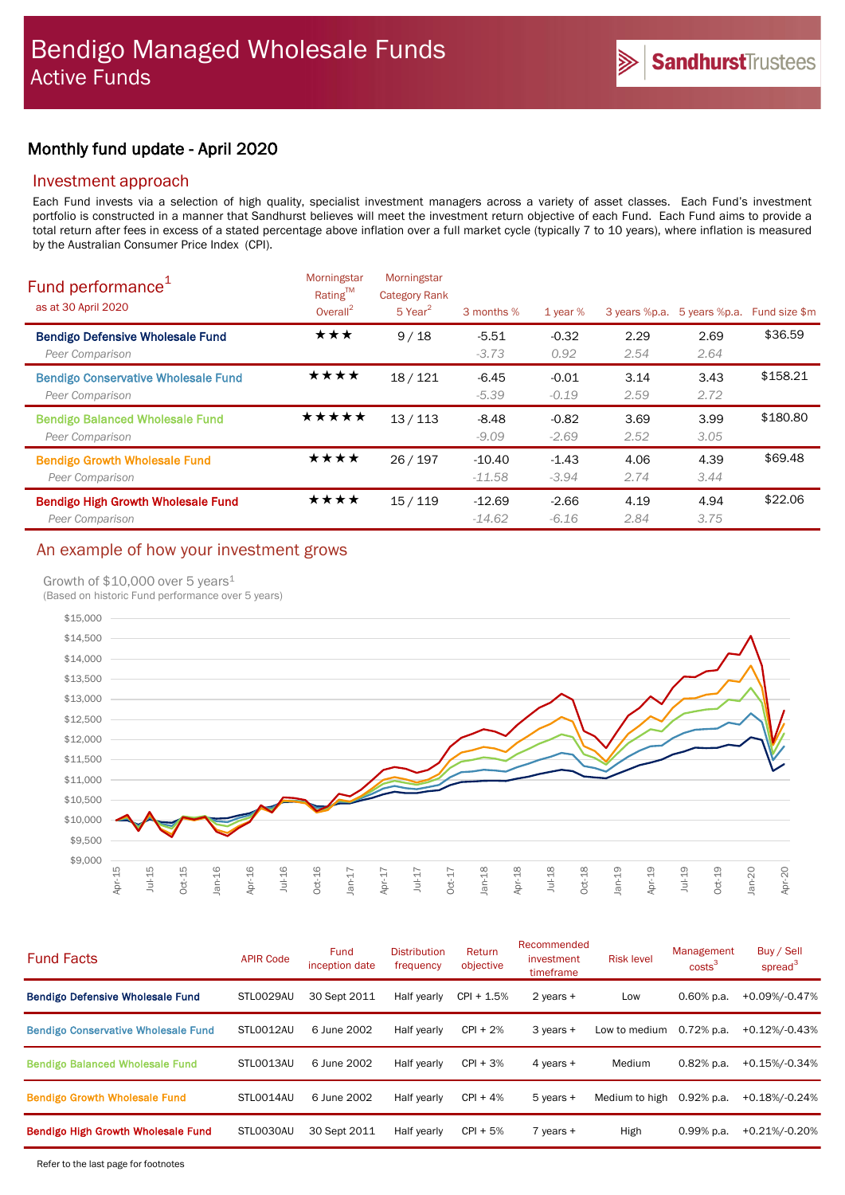# Bendigo Managed Wholesale Funds

## Active Funds

SandhurstTrustees

## Monthly fund update - April 2020

### Investment approach

Each Fund invests via a selection of high quality, specialist investment managers across a variety of asset classes. Each Fund's investment portfolio is constructed in a manner that Sandhurst believes will meet the investment return objective of each Fund. Each Fund aims to provide a total return after fees in excess of a stated percentage above inflation over a full market cycle (typically 7 to 10 years), where inflation is measured by the Australian Consumer Price Index (CPI).

### Fund performance[1]

as at 30 April 2020

| | Morningstar Rating™ Overall[2] | Morningstar Category Rank 5 Year[2] | 3 months % | 1 year % | 3 years %p.a. | 5 years %p.a. | Fund size $m |
|---|---|---|---|---|---|---|---|
| **Bendigo Defensive Wholesale Fund** | ★★★ | 9 / 18 | -5.51 | -0.32 | 2.29 | 2.69 | $36.59 |
| *Peer Comparison* | | | *-3.73* | *0.92* | *2.54* | *2.64* | |
| **Bendigo Conservative Wholesale Fund** | ★★★★ | 18 / 121 | -6.45 | -0.01 | 3.14 | 3.43 | $158.21 |
| *Peer Comparison* | | | *-5.39* | *-0.19* | *2.59* | *2.72* | |
| **Bendigo Balanced Wholesale Fund** | ★★★★★ | 13 / 113 | -8.48 | -0.82 | 3.69 | 3.99 | $180.80 |
| *Peer Comparison* | | | *-9.09* | *-2.69* | *2.52* | *3.05* | |
| **Bendigo Growth Wholesale Fund** | ★★★★ | 26 / 197 | -10.40 | -1.43 | 4.06 | 4.39 | $69.48 |
| *Peer Comparison* | | | *-11.58* | *-3.94* | *2.74* | *3.44* | |
| **Bendigo High Growth Wholesale Fund** | ★★★★ | 15 / 119 | -12.69 | -2.66 | 4.19 | 4.94 | $22.06 |
| *Peer Comparison* | | | *-14.62* | *-6.16* | *2.84* | *3.75* | |

### An example of how your investment grows

Growth of $10,000 over 5 years[1]
(Based on historic Fund performance over 5 years)

### Fund Facts

| | APIR Code | Fund inception date | Distribution frequency | Return objective | Recommended investment timeframe | Risk level | Management costs[3] | Buy / Sell spread[3] |
|---|---|---|---|---|---|---|---|---|
| **Bendigo Defensive Wholesale Fund** | STL0029AU | 30 Sept 2011 | Half yearly | CPI + 1.5% | 2 years + | Low | 0.60% p.a. | +0.09%/-0.47% |
| **Bendigo Conservative Wholesale Fund** | STL0012AU | 6 June 2002 | Half yearly | CPI + 2% | 3 years + | Low to medium | 0.72% p.a. | +0.12%/-0.43% |
| **Bendigo Balanced Wholesale Fund** | STL0013AU | 6 June 2002 | Half yearly | CPI + 3% | 4 years + | Medium | 0.82% p.a. | +0.15%/-0.34% |
| **Bendigo Growth Wholesale Fund** | STL0014AU | 6 June 2002 | Half yearly | CPI + 4% | 5 years + | Medium to high | 0.92% p.a. | +0.18%/-0.24% |
| **Bendigo High Growth Wholesale Fund** | STL0030AU | 30 Sept 2011 | Half yearly | CPI + 5% | 7 years + | High | 0.99% p.a. | +0.21%/-0.20% |

Refer to the last page for footnotes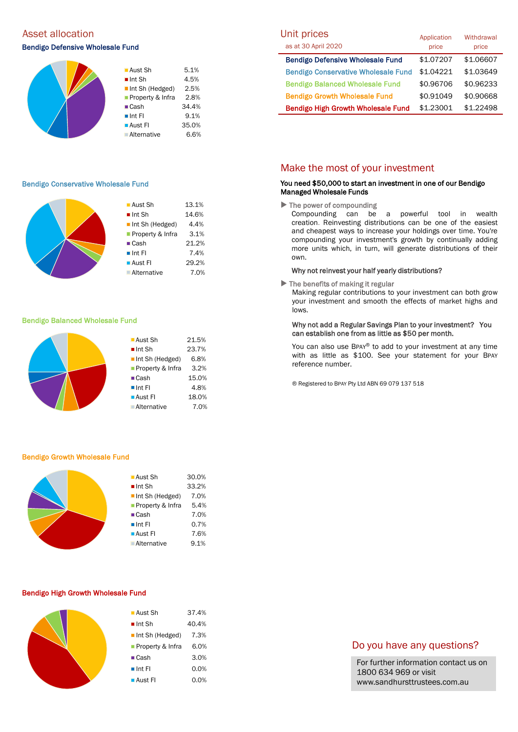## Asset allocation

### Bendigo Defensive Wholesale Fund

| | |
|---|---|
| Aust Sh | 5.1% |
| Int Sh | 4.5% |
| Int Sh (Hedged) | 2.5% |
| Property & Infra | 2.8% |
| Cash | 34.4% |
| Int FI | 9.1% |
| Aust FI | 35.0% |
| Alternative | 6.6% |

### Bendigo Conservative Wholesale Fund

| | |
|---|---|
| Aust Sh | 13.1% |
| Int Sh | 14.6% |
| Int Sh (Hedged) | 4.4% |
| Property & Infra | 3.1% |
| Cash | 21.2% |
| Int FI | 7.4% |
| Aust FI | 29.2% |
| Alternative | 7.0% |

### Bendigo Balanced Wholesale Fund

| | |
|---|---|
| Aust Sh | 21.5% |
| Int Sh | 23.7% |
| Int Sh (Hedged) | 6.8% |
| Property & Infra | 3.2% |
| Cash | 15.0% |
| Int FI | 4.8% |
| Aust FI | 18.0% |
| Alternative | 7.0% |

### Bendigo Growth Wholesale Fund

| | |
|---|---|
| Aust Sh | 30.0% |
| Int Sh | 33.2% |
| Int Sh (Hedged) | 7.0% |
| Property & Infra | 5.4% |
| Cash | 7.0% |
| Int FI | 0.7% |
| Aust FI | 7.6% |
| Alternative | 9.1% |

### Bendigo High Growth Wholesale Fund

| | |
|---|---|
| Aust Sh | 37.4% |
| Int Sh | 40.4% |
| Int Sh (Hedged) | 7.3% |
| Property & Infra | 6.0% |
| Cash | 3.0% |
| Int FI | 0.0% |
| Aust FI | 0.0% |

## Unit prices

as at 30 April 2020

| | Application price | Withdrawal price |
|---|---|---|
| Bendigo Defensive Wholesale Fund | $1.07207 | $1.06607 |
| Bendigo Conservative Wholesale Fund | $1.04221 | $1.03649 |
| Bendigo Balanced Wholesale Fund | $0.96706 | $0.96233 |
| Bendigo Growth Wholesale Fund | $0.91049 | $0.90668 |
| Bendigo High Growth Wholesale Fund | $1.23001 | $1.22498 |

## Make the most of your investment

**You need $50,000 to start an investment in one of our Bendigo Managed Wholesale Funds**

▶ The power of compounding

Compounding can be a powerful tool in wealth creation. Reinvesting distributions can be one of the easiest and cheapest ways to increase your holdings over time. You're compounding your investment's growth by continually adding more units which, in turn, will generate distributions of their own.

**Why not reinvest your half yearly distributions?**

▶ The benefits of making it regular

Making regular contributions to your investment can both grow your investment and smooth the effects of market highs and lows.

**Why not add a Regular Savings Plan to your investment? You can establish one from as little as $50 per month.**

You can also use BPAY® to add to your investment at any time with as little as $100. See your statement for your BPAY reference number.

® Registered to BPAY Pty Ltd ABN 69 079 137 518

## Do you have any questions?

For further information contact us on 1800 634 969 or visit www.sandhursttrustees.com.au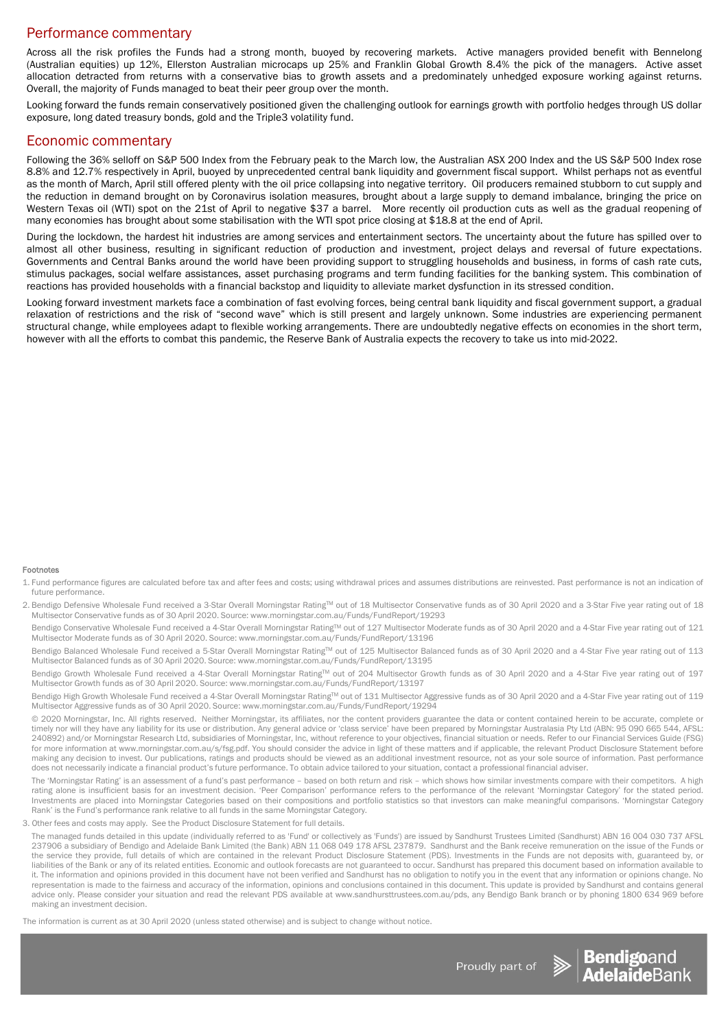## Performance commentary

Across all the risk profiles the Funds had a strong month, buoyed by recovering markets. Active managers provided benefit with Bennelong (Australian equities) up 12%, Ellerston Australian microcaps up 25% and Franklin Global Growth 8.4% the pick of the managers. Active asset allocation detracted from returns with a conservative bias to growth assets and a predominately unhedged exposure working against returns. Overall, the majority of Funds managed to beat their peer group over the month.

Looking forward the funds remain conservatively positioned given the challenging outlook for earnings growth with portfolio hedges through US dollar exposure, long dated treasury bonds, gold and the Triple3 volatility fund.

## Economic commentary

Following the 36% selloff on S&P 500 Index from the February peak to the March low, the Australian ASX 200 Index and the US S&P 500 Index rose 8.8% and 12.7% respectively in April, buoyed by unprecedented central bank liquidity and government fiscal support. Whilst perhaps not as eventful as the month of March, April still offered plenty with the oil price collapsing into negative territory. Oil producers remained stubborn to cut supply and the reduction in demand brought on by Coronavirus isolation measures, brought about a large supply to demand imbalance, bringing the price on Western Texas oil (WTI) spot on the 21st of April to negative $37 a barrel. More recently oil production cuts as well as the gradual reopening of many economies has brought about some stabilisation with the WTI spot price closing at $18.8 at the end of April.

During the lockdown, the hardest hit industries are among services and entertainment sectors. The uncertainty about the future has spilled over to almost all other business, resulting in significant reduction of production and investment, project delays and reversal of future expectations. Governments and Central Banks around the world have been providing support to struggling households and business, in forms of cash rate cuts, stimulus packages, social welfare assistances, asset purchasing programs and term funding facilities for the banking system. This combination of reactions has provided households with a financial backstop and liquidity to alleviate market dysfunction in its stressed condition.

Looking forward investment markets face a combination of fast evolving forces, being central bank liquidity and fiscal government support, a gradual relaxation of restrictions and the risk of "second wave" which is still present and largely unknown. Some industries are experiencing permanent structural change, while employees adapt to flexible working arrangements. There are undoubtedly negative effects on economies in the short term, however with all the efforts to combat this pandemic, the Reserve Bank of Australia expects the recovery to take us into mid-2022.

#### Footnotes

1. Fund performance figures are calculated before tax and after fees and costs; using withdrawal prices and assumes distributions are reinvested. Past performance is not an indication of future performance.
2. Bendigo Defensive Wholesale Fund received a 3-Star Overall Morningstar Rating™ out of 18 Multisector Conservative funds as of 30 April 2020 and a 3-Star Five year rating out of 18 Multisector Conservative funds as of 30 April 2020. Source: www.morningstar.com.au/Funds/FundReport/19293

   Bendigo Conservative Wholesale Fund received a 4-Star Overall Morningstar Rating™ out of 127 Multisector Moderate funds as of 30 April 2020 and a 4-Star Five year rating out of 121 Multisector Moderate funds as of 30 April 2020. Source: www.morningstar.com.au/Funds/FundReport/13196

   Bendigo Balanced Wholesale Fund received a 5-Star Overall Morningstar Rating™ out of 125 Multisector Balanced funds as of 30 April 2020 and a 4-Star Five year rating out of 113 Multisector Balanced funds as of 30 April 2020. Source: www.morningstar.com.au/Funds/FundReport/13195

   Bendigo Growth Wholesale Fund received a 4-Star Overall Morningstar Rating™ out of 204 Multisector Growth funds as of 30 April 2020 and a 4-Star Five year rating out of 197 Multisector Growth funds as of 30 April 2020. Source: www.morningstar.com.au/Funds/FundReport/13197

   Bendigo High Growth Wholesale Fund received a 4-Star Overall Morningstar Rating™ out of 131 Multisector Aggressive funds as of 30 April 2020 and a 4-Star Five year rating out of 119 Multisector Aggressive funds as of 30 April 2020. Source: www.morningstar.com.au/Funds/FundReport/19294

   © 2020 Morningstar, Inc. All rights reserved. Neither Morningstar, its affiliates, nor the content providers guarantee the data or content contained herein to be accurate, complete or timely nor will they have any liability for its use or distribution. Any general advice or 'class service' have been prepared by Morningstar Australasia Pty Ltd (ABN: 95 090 665 544, AFSL: 240892) and/or Morningstar Research Ltd, subsidiaries of Morningstar, Inc, without reference to your objectives, financial situation or needs. Refer to our Financial Services Guide (FSG) for more information at www.morningstar.com.au/s/fsg.pdf. You should consider the advice in light of these matters and if applicable, the relevant Product Disclosure Statement before making any decision to invest. Our publications, ratings and products should be viewed as an additional investment resource, not as your sole source of information. Past performance does not necessarily indicate a financial product's future performance. To obtain advice tailored to your situation, contact a professional financial adviser.

   The 'Morningstar Rating' is an assessment of a fund's past performance – based on both return and risk – which shows how similar investments compare with their competitors. A high rating alone is insufficient basis for an investment decision. 'Peer Comparison' performance refers to the performance of the relevant 'Morningstar Category' for the stated period. Investments are placed into Morningstar Categories based on their compositions and portfolio statistics so that investors can make meaningful comparisons. 'Morningstar Category Rank' is the Fund's performance rank relative to all funds in the same Morningstar Category.
3. Other fees and costs may apply. See the Product Disclosure Statement for full details.

   The managed funds detailed in this update (individually referred to as 'Fund' or collectively as 'Funds') are issued by Sandhurst Trustees Limited (Sandhurst) ABN 16 004 030 737 AFSL 237906 a subsidiary of Bendigo and Adelaide Bank Limited (the Bank) ABN 11 068 049 178 AFSL 237879. Sandhurst and the Bank receive remuneration on the issue of the Funds or the service they provide, full details of which are contained in the relevant Product Disclosure Statement (PDS). Investments in the Funds are not deposits with, guaranteed by, or liabilities of the Bank or any of its related entities. Economic and outlook forecasts are not guaranteed to occur. Sandhurst has prepared this document based on information available to it. The information and opinions provided in this document have not been verified and Sandhurst has no obligation to notify you in the event that any information or opinions change. No representation is made to the fairness and accuracy of the information, opinions and conclusions contained in this document. This update is provided by Sandhurst and contains general advice only. Please consider your situation and read the relevant PDS available at www.sandhursttrustees.com.au/pds, any Bendigo Bank branch or by phoning 1800 634 969 before making an investment decision.

The information is current as at 30 April 2020 (unless stated otherwise) and is subject to change without notice.

Proudly part of Bendigo and Adelaide Bank